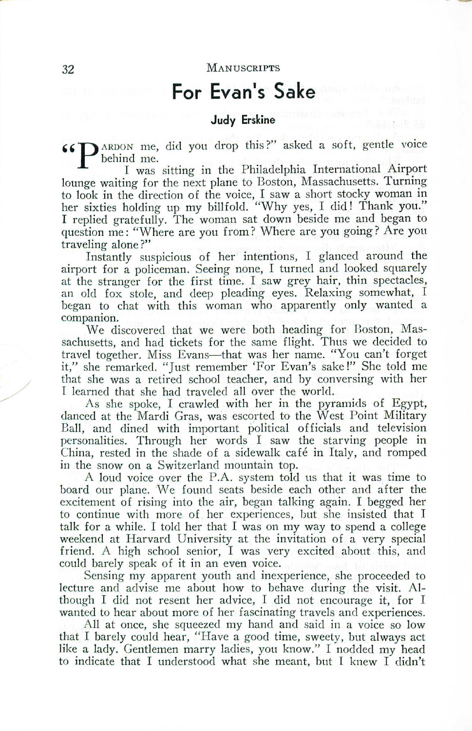# For Evan's Sake

### Judy Erskine

"PARDON me, did you drop this?" asked a soft, gentle voice behind me.

I was sitting in the Philadelphia International Airport lounge waiting for the next plane to Boston, Massachusetts. Turning to look in the direction of the voice, I saw a short stocky woman in her sixties holding up my billfold. "Why yes, I did! Thank you." I replied gratefully. The woman sat down beside me and began to question me: "Where are you from? Where are you going? Are you traveling alone?"

Instantly suspicious of her intentions, I glanced around the airport for a policeman. Seeing none, I turned and looked squarely at the stranger for the first time. I saw grey hair, thin spectacles, an old fox stole, and deep pleading eyes. Relaxing somewhat, I began to chat with this woman who apparently only wanted a companion.

We discovered that we were both heading for Boston, Massachusetts, and had tickets for the same flight. Thus we decided to travel together. Miss Evans—that was her name. "You can't forget it," she remarked. "Just remember 'For Evan's sake!'" She told me that she was a retired school teacher, and by conversing with her I learned that she had traveled all over the world.

As she spoke, I crawled with her in the pyramids of Egypt, danced at the Mardi Gras, was escorted to the West Point Military Ball, and dined with important political officials and television personalities. Through her words I saw the starving people in China, rested in the shade of a sidewalk café in Italy, and romped in the snow on a Switzerland mountain top.

A loud voice over the P.A. system told us that it was time to board our plane. We found seats beside each other and after the excitement of rising into the air, began talking again. I begged her to continue with more of her experiences, but she insisted that I talk for a while. I told her that I was on my way to spend a college weekend at Harvard University at the invitation of a very special friend. A high school senior, I was very excited about this, and could barely speak of it in an even voice.

Sensing my apparent youth and inexperience, she proceeded to lecture and advise me about how to behave during the visit. Although I did not resent her advice, I did not encourage it, for I wanted to hear about more of her fascinating travels and experiences.

All at once, she squeezed my hand and said in a voice so low that I barely could hear, "Have a good time, sweety, but always act like a lady. Gentlemen marry ladies, you know." I nodded my head to indicate that I understood what she meant, but I knew I didn't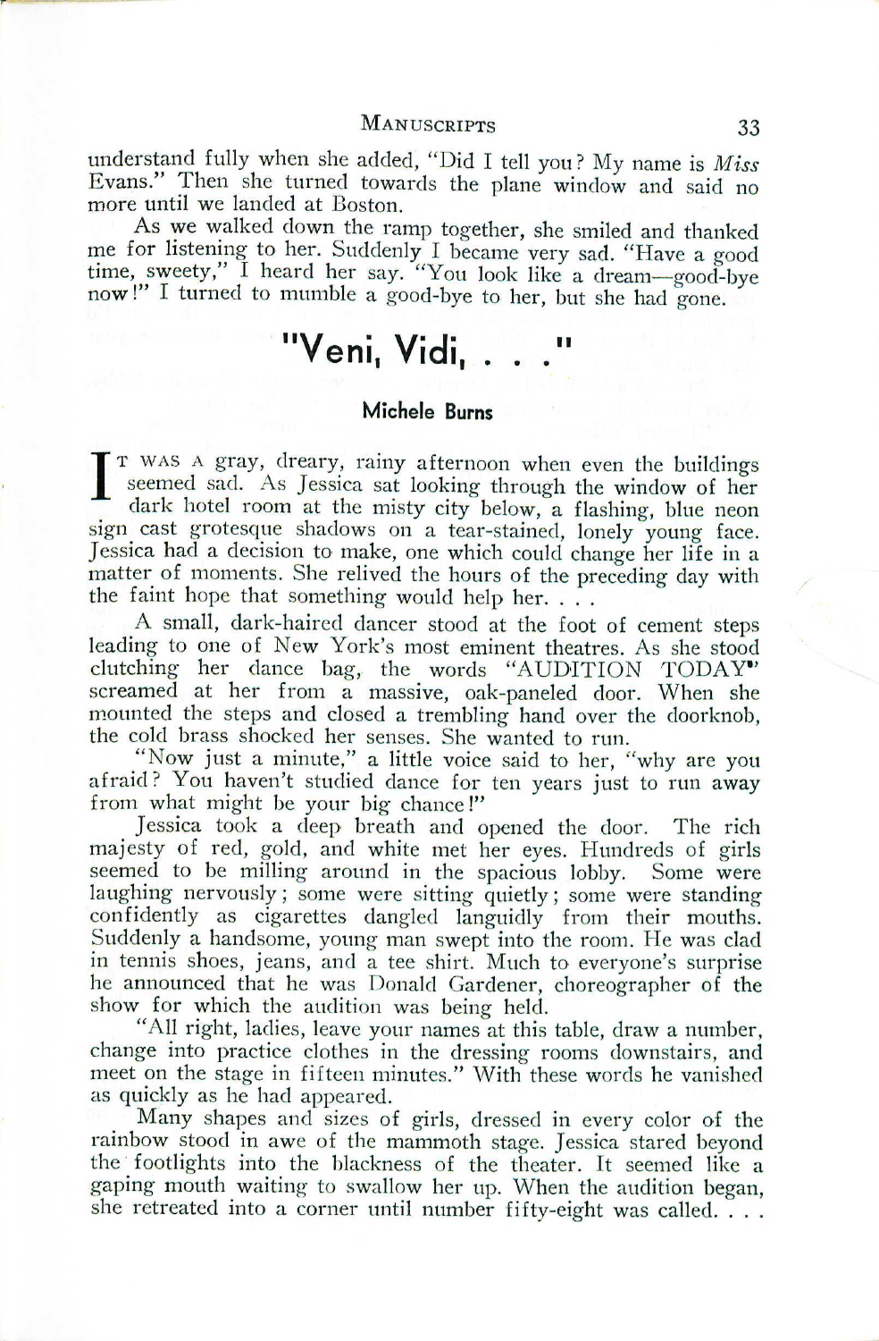understand fully when she added, "Did I tell you? My name is *Miss* Evans." Then she turned towards the plane window and said no more until we landed at Boston.

As we walked down the ramp together, she smiled and thanked me for listening to her. Suddenly I became very sad. "Have a good time, sweety," I heard her say. "You look like a dream—good-bye now!" I turned to mumble a good-bye to her, but she had gone.

# "Veni, Vidi, . . ."

### Michele Burns

It was a gray, dreary, rainy afternoon when even the buildings seemed sad. As Jessica sat looking through the window of her dark hotel room at the misty city below, a flashing, blue neon sign cast grotesque shadows on a tear-stained, lonely young face. Jessica had a decision to make, one which could change her life in a matter of moments. She relived the hours of the preceding day with the faint hope that something would help her. . . .

A small, dark-haired dancer stood at the foot of cement steps leading to one of New York's most eminent theatres. As she stood clutching her dance bag, the words "AUDITION TODAY" screamed at her from a massive, oak-paneled door. When she mounted the steps and closed a trembling hand over the doorknob, the cold brass shocked her senses. She wanted to run.

"Now just a minute," a little voice said to her, "why are you afraid? You haven't studied dance for ten years just to run away from what might be your big chance!"

Jessica took a deep breath and opened the door. The rich majesty of red, gold, and white met her eyes. Hundreds of girls seemed to be milling around in the spacious lobby. Some were laughing nervously; some were sitting quietly; some were standing confidently as cigarettes dangled languidly from their mouths. Suddenly a handsome, young man swept into the room. He was clad in tennis shoes, jeans, and a tee shirt. Much to everyone's surprise he announced that he was Donald Gardener, choreographer of the show for which the audition was being held.

"All right, ladies, leave your names at this table, draw a number, change into practice clothes in the dressing rooms downstairs, and meet on the stage in fifteen minutes." With these words he vanished as quickly as he had appeared.

Many shapes and sizes of girls, dressed in every color of the rainbow stood in awe of the mammoth stage. Jessica stared beyond the footlights into the blackness of the theater. It seemed like a gaping mouth waiting to swallow her up. When the audition began, she retreated into a corner until number fifty-eight was called. . . .